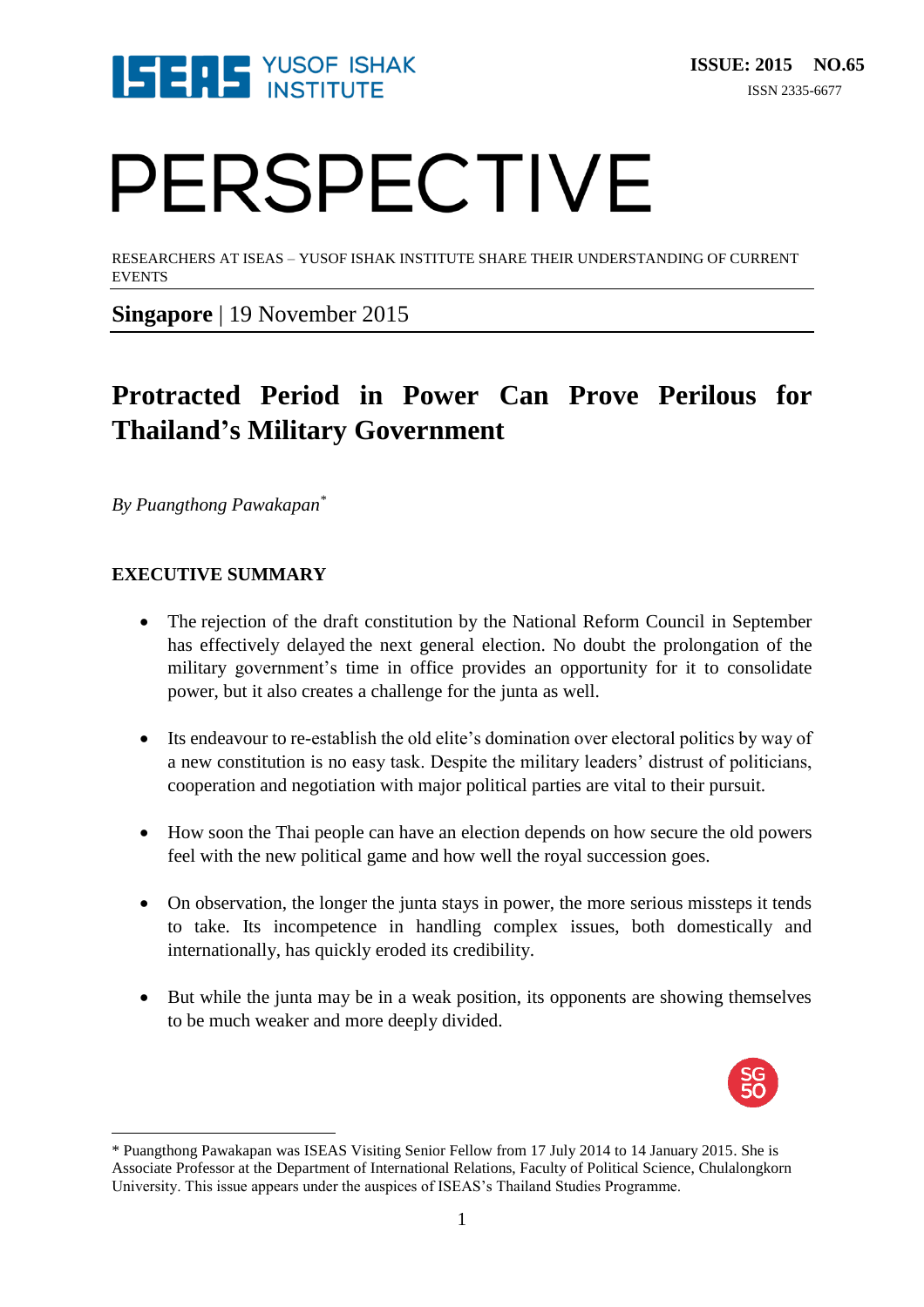ISSUE: 2015 NO.65

ISSN 2335-6677

# PERSPECTIVE

RESEARCHERS AT ISEAS – YUSOF ISHAK INSTITUTE SHARE THEIR UNDERSTANDING OF CURRENT EVENTS

**Singapore** | 19 November 2015

## Protracted Period in Power Can Prove Perilous for Thailand's Military Government

*By Puangthong Pawakapan**

### EXECUTIVE SUMMARY

- The rejection of the draft constitution by the National Reform Council in September has effectively delayed the next general election. No doubt the prolongation of the military government's time in office provides an opportunity for it to consolidate power, but it also creates a challenge for the junta as well.

- Its endeavour to re-establish the old elite's domination over electoral politics by way of a new constitution is no easy task. Despite the military leaders' distrust of politicians, cooperation and negotiation with major political parties are vital to their pursuit.

- How soon the Thai people can have an election depends on how secure the old powers feel with the new political game and how well the royal succession goes.

- On observation, the longer the junta stays in power, the more serious missteps it tends to take. Its incompetence in handling complex issues, both domestically and internationally, has quickly eroded its credibility.

- But while the junta may be in a weak position, its opponents are showing themselves to be much weaker and more deeply divided.

---

* Puangthong Pawakapan was ISEAS Visiting Senior Fellow from 17 July 2014 to 14 January 2015. She is Associate Professor at the Department of International Relations, Faculty of Political Science, Chulalongkorn University. This issue appears under the auspices of ISEAS's Thailand Studies Programme.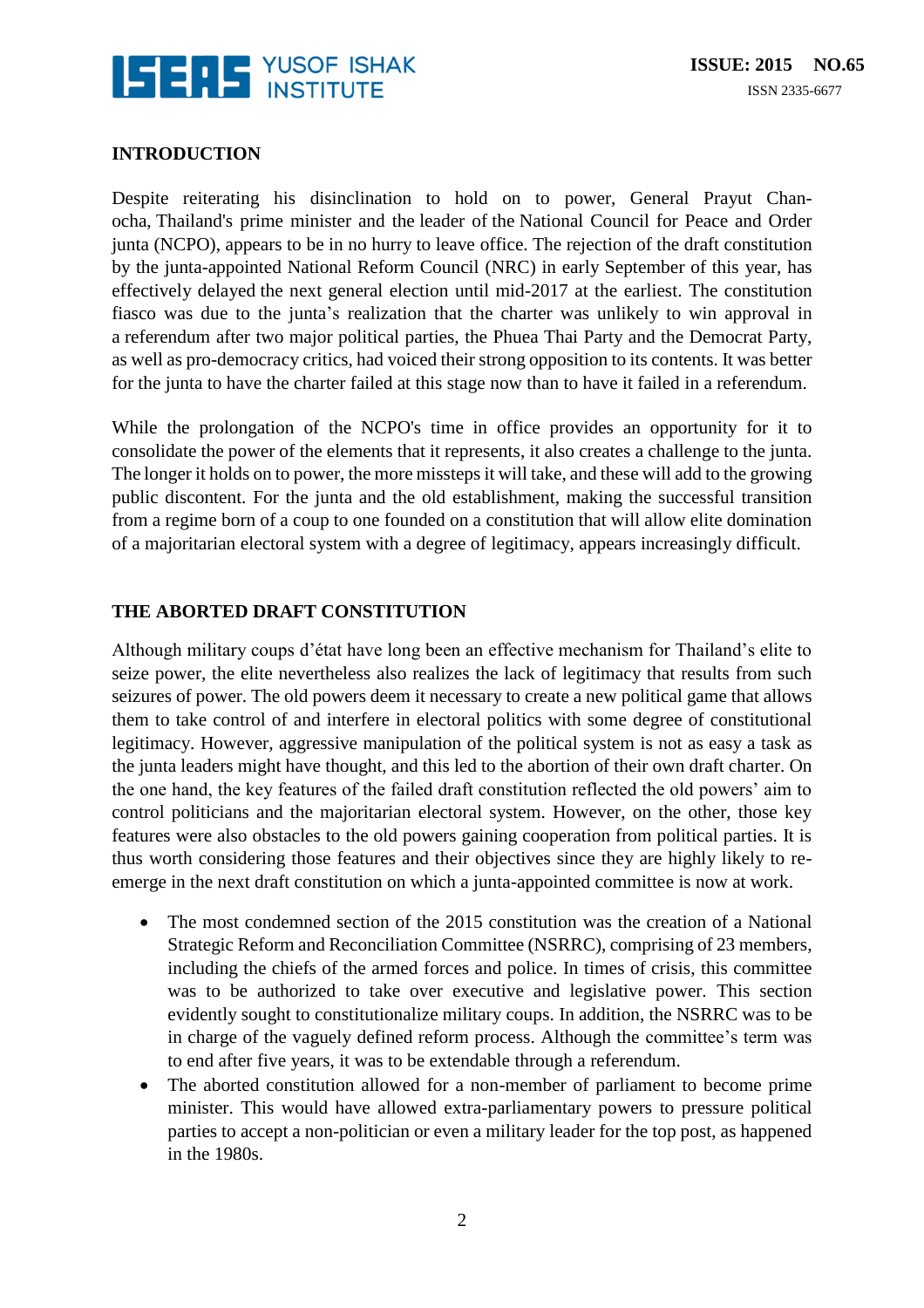## INTRODUCTION

Despite reiterating his disinclination to hold on to power, General Prayut Chan-ocha, Thailand's prime minister and the leader of the National Council for Peace and Order junta (NCPO), appears to be in no hurry to leave office. The rejection of the draft constitution by the junta-appointed National Reform Council (NRC) in early September of this year, has effectively delayed the next general election until mid-2017 at the earliest. The constitution fiasco was due to the junta's realization that the charter was unlikely to win approval in a referendum after two major political parties, the Phuea Thai Party and the Democrat Party, as well as pro-democracy critics, had voiced their strong opposition to its contents. It was better for the junta to have the charter failed at this stage now than to have it failed in a referendum.

While the prolongation of the NCPO's time in office provides an opportunity for it to consolidate the power of the elements that it represents, it also creates a challenge to the junta. The longer it holds on to power, the more missteps it will take, and these will add to the growing public discontent. For the junta and the old establishment, making the successful transition from a regime born of a coup to one founded on a constitution that will allow elite domination of a majoritarian electoral system with a degree of legitimacy, appears increasingly difficult.

## THE ABORTED DRAFT CONSTITUTION

Although military coups d'état have long been an effective mechanism for Thailand's elite to seize power, the elite nevertheless also realizes the lack of legitimacy that results from such seizures of power. The old powers deem it necessary to create a new political game that allows them to take control of and interfere in electoral politics with some degree of constitutional legitimacy. However, aggressive manipulation of the political system is not as easy a task as the junta leaders might have thought, and this led to the abortion of their own draft charter. On the one hand, the key features of the failed draft constitution reflected the old powers' aim to control politicians and the majoritarian electoral system. However, on the other, those key features were also obstacles to the old powers gaining cooperation from political parties. It is thus worth considering those features and their objectives since they are highly likely to re-emerge in the next draft constitution on which a junta-appointed committee is now at work.

- The most condemned section of the 2015 constitution was the creation of a National Strategic Reform and Reconciliation Committee (NSRRC), comprising of 23 members, including the chiefs of the armed forces and police. In times of crisis, this committee was to be authorized to take over executive and legislative power. This section evidently sought to constitutionalize military coups. In addition, the NSRRC was to be in charge of the vaguely defined reform process. Although the committee's term was to end after five years, it was to be extendable through a referendum.
- The aborted constitution allowed for a non-member of parliament to become prime minister. This would have allowed extra-parliamentary powers to pressure political parties to accept a non-politician or even a military leader for the top post, as happened in the 1980s.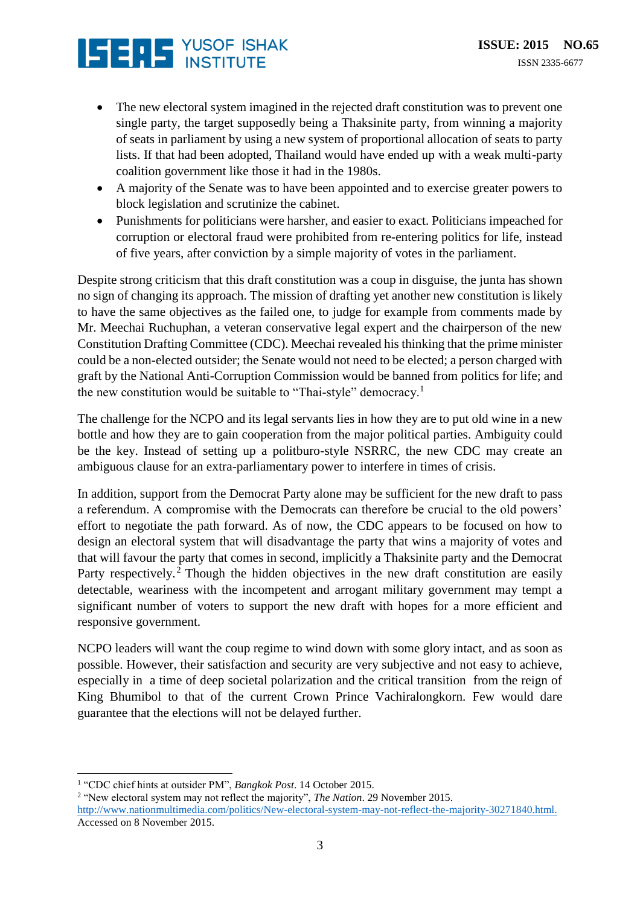- The new electoral system imagined in the rejected draft constitution was to prevent one single party, the target supposedly being a Thaksinite party, from winning a majority of seats in parliament by using a new system of proportional allocation of seats to party lists. If that had been adopted, Thailand would have ended up with a weak multi-party coalition government like those it had in the 1980s.
- A majority of the Senate was to have been appointed and to exercise greater powers to block legislation and scrutinize the cabinet.
- Punishments for politicians were harsher, and easier to exact. Politicians impeached for corruption or electoral fraud were prohibited from re-entering politics for life, instead of five years, after conviction by a simple majority of votes in the parliament.

Despite strong criticism that this draft constitution was a coup in disguise, the junta has shown no sign of changing its approach. The mission of drafting yet another new constitution is likely to have the same objectives as the failed one, to judge for example from comments made by Mr. Meechai Ruchuphan, a veteran conservative legal expert and the chairperson of the new Constitution Drafting Committee (CDC). Meechai revealed his thinking that the prime minister could be a non-elected outsider; the Senate would not need to be elected; a person charged with graft by the National Anti-Corruption Commission would be banned from politics for life; and the new constitution would be suitable to "Thai-style" democracy.[1]

The challenge for the NCPO and its legal servants lies in how they are to put old wine in a new bottle and how they are to gain cooperation from the major political parties. Ambiguity could be the key. Instead of setting up a politburo-style NSRRC, the new CDC may create an ambiguous clause for an extra-parliamentary power to interfere in times of crisis.

In addition, support from the Democrat Party alone may be sufficient for the new draft to pass a referendum. A compromise with the Democrats can therefore be crucial to the old powers' effort to negotiate the path forward. As of now, the CDC appears to be focused on how to design an electoral system that will disadvantage the party that wins a majority of votes and that will favour the party that comes in second, implicitly a Thaksinite party and the Democrat Party respectively.[2] Though the hidden objectives in the new draft constitution are easily detectable, weariness with the incompetent and arrogant military government may tempt a significant number of voters to support the new draft with hopes for a more efficient and responsive government.

NCPO leaders will want the coup regime to wind down with some glory intact, and as soon as possible. However, their satisfaction and security are very subjective and not easy to achieve, especially in a time of deep societal polarization and the critical transition from the reign of King Bhumibol to that of the current Crown Prince Vachiralongkorn. Few would dare guarantee that the elections will not be delayed further.

---

[1] "CDC chief hints at outsider PM", *Bangkok Post*. 14 October 2015.

[2] "New electoral system may not reflect the majority", *The Nation*. 29 November 2015. http://www.nationmultimedia.com/politics/New-electoral-system-may-not-reflect-the-majority-30271840.html. Accessed on 8 November 2015.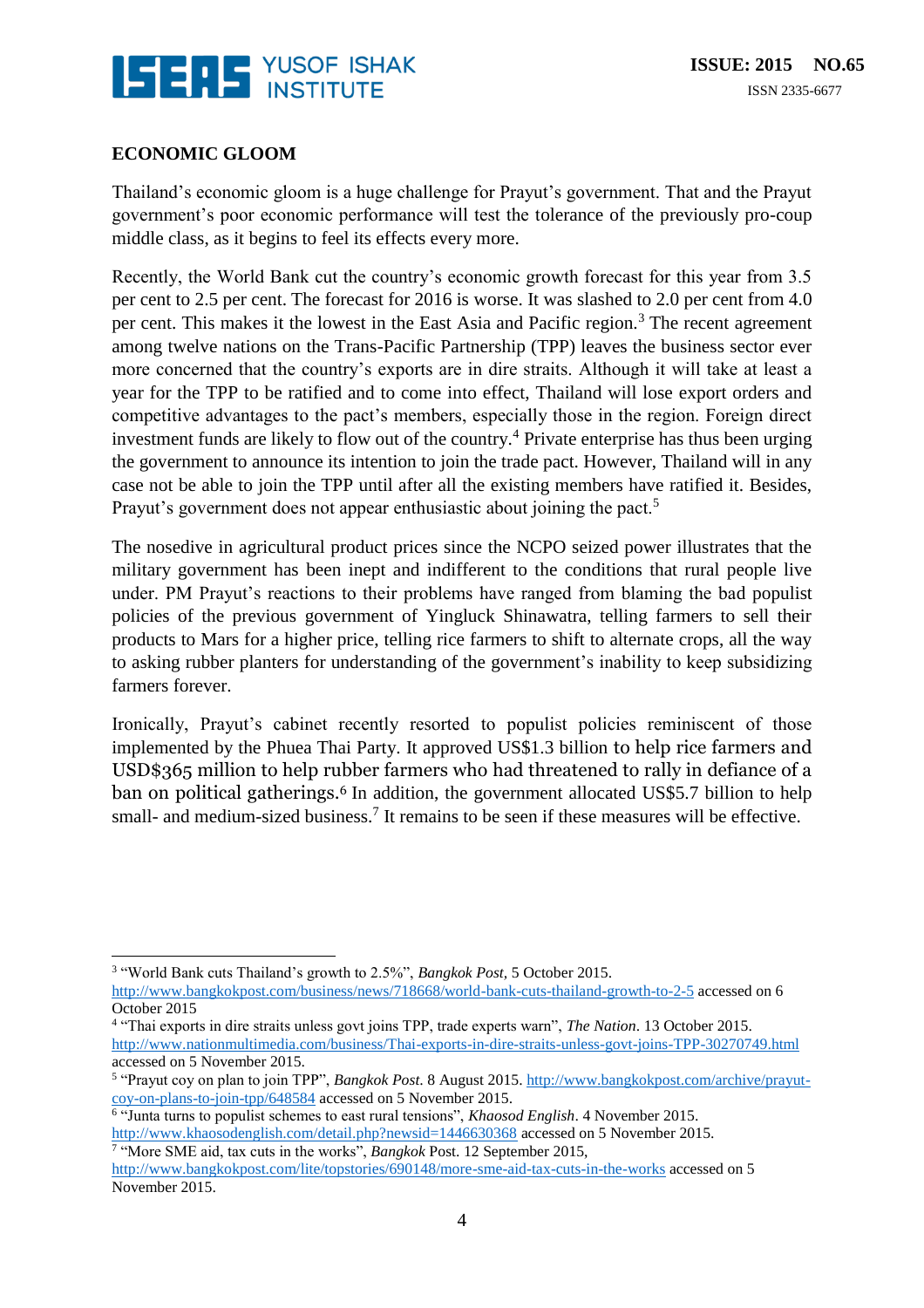## ECONOMIC GLOOM

Thailand's economic gloom is a huge challenge for Prayut's government. That and the Prayut government's poor economic performance will test the tolerance of the previously pro-coup middle class, as it begins to feel its effects every more.

Recently, the World Bank cut the country's economic growth forecast for this year from 3.5 per cent to 2.5 per cent. The forecast for 2016 is worse. It was slashed to 2.0 per cent from 4.0 per cent. This makes it the lowest in the East Asia and Pacific region.[3] The recent agreement among twelve nations on the Trans-Pacific Partnership (TPP) leaves the business sector ever more concerned that the country's exports are in dire straits. Although it will take at least a year for the TPP to be ratified and to come into effect, Thailand will lose export orders and competitive advantages to the pact's members, especially those in the region. Foreign direct investment funds are likely to flow out of the country.[4] Private enterprise has thus been urging the government to announce its intention to join the trade pact. However, Thailand will in any case not be able to join the TPP until after all the existing members have ratified it. Besides, Prayut's government does not appear enthusiastic about joining the pact.[5]

The nosedive in agricultural product prices since the NCPO seized power illustrates that the military government has been inept and indifferent to the conditions that rural people live under. PM Prayut's reactions to their problems have ranged from blaming the bad populist policies of the previous government of Yingluck Shinawatra, telling farmers to sell their products to Mars for a higher price, telling rice farmers to shift to alternate crops, all the way to asking rubber planters for understanding of the government's inability to keep subsidizing farmers forever.

Ironically, Prayut's cabinet recently resorted to populist policies reminiscent of those implemented by the Phuea Thai Party. It approved US$1.3 billion to help rice farmers and USD$365 million to help rubber farmers who had threatened to rally in defiance of a ban on political gatherings.[6] In addition, the government allocated US$5.7 billion to help small- and medium-sized business.[7] It remains to be seen if these measures will be effective.

---

[3] "World Bank cuts Thailand's growth to 2.5%", *Bangkok Post*, 5 October 2015. http://www.bangkokpost.com/business/news/718668/world-bank-cuts-thailand-growth-to-2-5 accessed on 6 October 2015

[4] "Thai exports in dire straits unless govt joins TPP, trade experts warn", *The Nation*. 13 October 2015. http://www.nationmultimedia.com/business/Thai-exports-in-dire-straits-unless-govt-joins-TPP-30270749.html accessed on 5 November 2015.

[5] "Prayut coy on plan to join TPP", *Bangkok Post*. 8 August 2015. http://www.bangkokpost.com/archive/prayut-coy-on-plans-to-join-tpp/648584 accessed on 5 November 2015.

[6] "Junta turns to populist schemes to east rural tensions", *Khaosod English*. 4 November 2015. http://www.khaosodenglish.com/detail.php?newsid=1446630368 accessed on 5 November 2015.

[7] "More SME aid, tax cuts in the works", *Bangkok* Post. 12 September 2015, http://www.bangkokpost.com/lite/topstories/690148/more-sme-aid-tax-cuts-in-the-works accessed on 5 November 2015.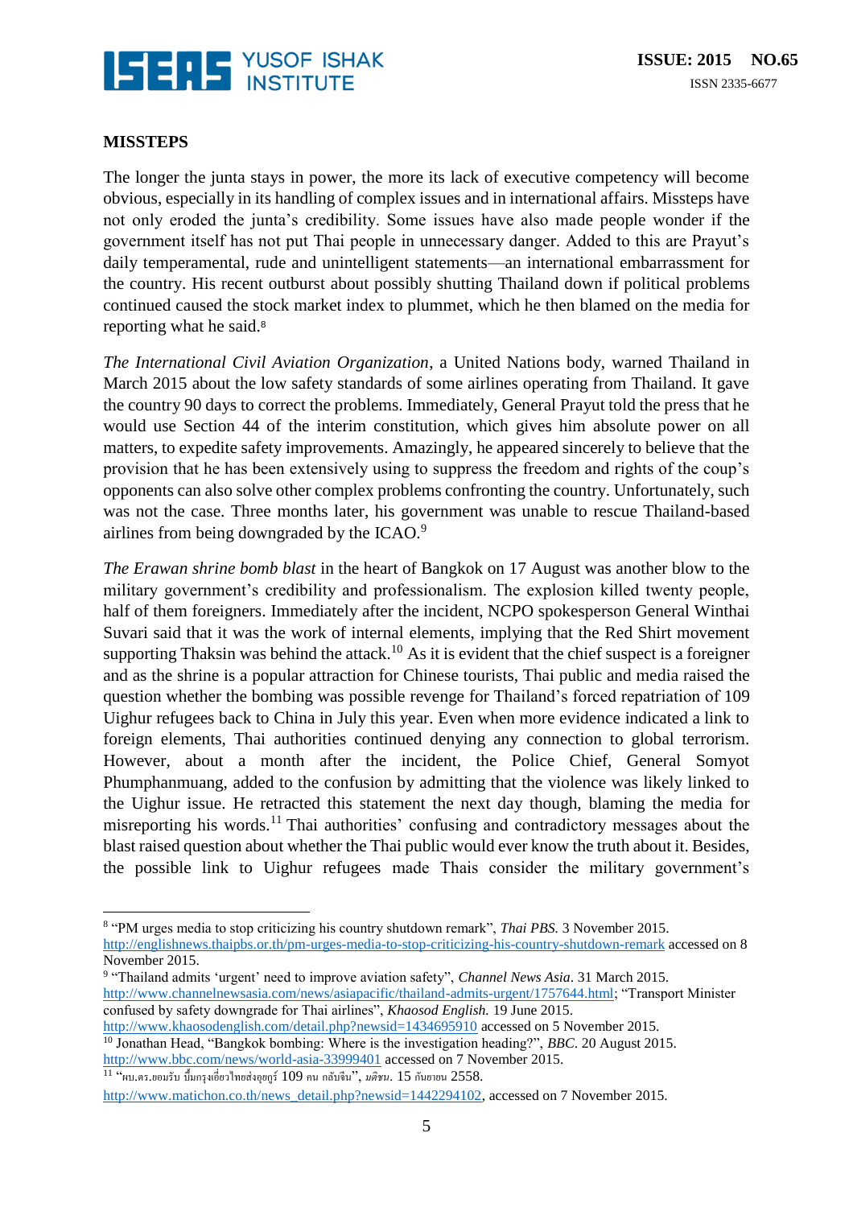**MISSTEPS**

The longer the junta stays in power, the more its lack of executive competency will become obvious, especially in its handling of complex issues and in international affairs. Missteps have not only eroded the junta's credibility. Some issues have also made people wonder if the government itself has not put Thai people in unnecessary danger. Added to this are Prayut's daily temperamental, rude and unintelligent statements—an international embarrassment for the country. His recent outburst about possibly shutting Thailand down if political problems continued caused the stock market index to plummet, which he then blamed on the media for reporting what he said.[8]

*The International Civil Aviation Organization*, a United Nations body, warned Thailand in March 2015 about the low safety standards of some airlines operating from Thailand. It gave the country 90 days to correct the problems. Immediately, General Prayut told the press that he would use Section 44 of the interim constitution, which gives him absolute power on all matters, to expedite safety improvements. Amazingly, he appeared sincerely to believe that the provision that he has been extensively using to suppress the freedom and rights of the coup's opponents can also solve other complex problems confronting the country. Unfortunately, such was not the case. Three months later, his government was unable to rescue Thailand-based airlines from being downgraded by the ICAO.[9]

*The Erawan shrine bomb blast* in the heart of Bangkok on 17 August was another blow to the military government's credibility and professionalism. The explosion killed twenty people, half of them foreigners. Immediately after the incident, NCPO spokesperson General Winthai Suvari said that it was the work of internal elements, implying that the Red Shirt movement supporting Thaksin was behind the attack.[10] As it is evident that the chief suspect is a foreigner and as the shrine is a popular attraction for Chinese tourists, Thai public and media raised the question whether the bombing was possible revenge for Thailand's forced repatriation of 109 Uighur refugees back to China in July this year. Even when more evidence indicated a link to foreign elements, Thai authorities continued denying any connection to global terrorism. However, about a month after the incident, the Police Chief, General Somyot Phumphanmuang, added to the confusion by admitting that the violence was likely linked to the Uighur issue. He retracted this statement the next day though, blaming the media for misreporting his words.[11] Thai authorities' confusing and contradictory messages about the blast raised question about whether the Thai public would ever know the truth about it. Besides, the possible link to Uighur refugees made Thais consider the military government's

---

[8] "PM urges media to stop criticizing his country shutdown remark", *Thai PBS*. 3 November 2015. http://englishnews.thaipbs.or.th/pm-urges-media-to-stop-criticizing-his-country-shutdown-remark accessed on 8 November 2015.

[9] "Thailand admits 'urgent' need to improve aviation safety", *Channel News Asia*. 31 March 2015. http://www.channelnewsasia.com/news/asiapacific/thailand-admits-urgent/1757644.html; "Transport Minister confused by safety downgrade for Thai airlines", *Khaosod English*. 19 June 2015. http://www.khaosodenglish.com/detail.php?newsid=1434695910 accessed on 5 November 2015.

[10] Jonathan Head, "Bangkok bombing: Where is the investigation heading?", *BBC*. 20 August 2015. http://www.bbc.com/news/world-asia-33999401 accessed on 7 November 2015.

[11] "ผบ.ตร.ยอมรับ บึ้มกรุงเอี่ยวไทยส่งอุยกูร์ 109 คน กลับจีน", *มติชน*. 15 กันยายน 2558. http://www.matichon.co.th/news_detail.php?newsid=1442294102, accessed on 7 November 2015.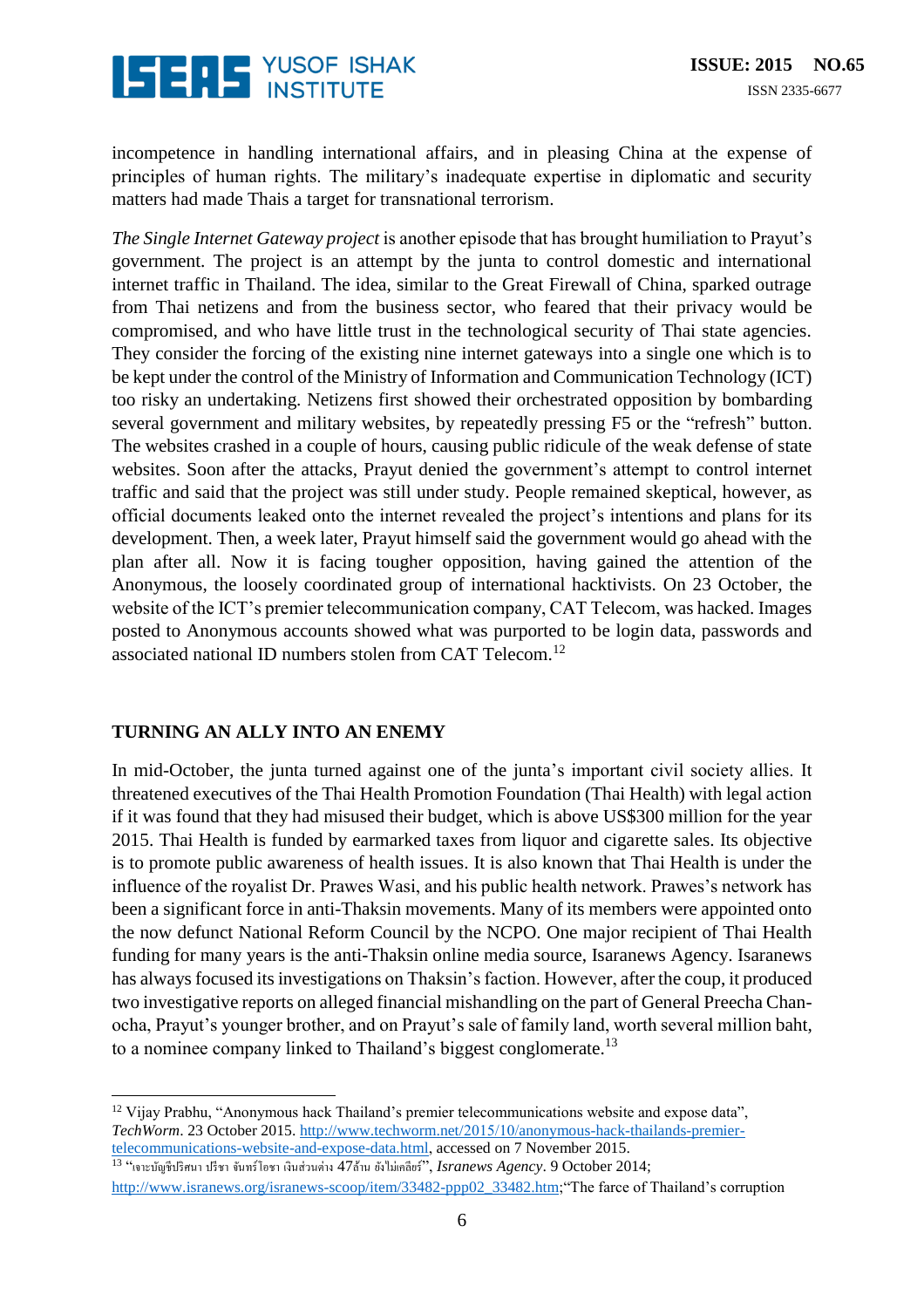incompetence in handling international affairs, and in pleasing China at the expense of principles of human rights. The military's inadequate expertise in diplomatic and security matters had made Thais a target for transnational terrorism.

*The Single Internet Gateway project* is another episode that has brought humiliation to Prayut's government. The project is an attempt by the junta to control domestic and international internet traffic in Thailand. The idea, similar to the Great Firewall of China, sparked outrage from Thai netizens and from the business sector, who feared that their privacy would be compromised, and who have little trust in the technological security of Thai state agencies. They consider the forcing of the existing nine internet gateways into a single one which is to be kept under the control of the Ministry of Information and Communication Technology (ICT) too risky an undertaking. Netizens first showed their orchestrated opposition by bombarding several government and military websites, by repeatedly pressing F5 or the "refresh" button. The websites crashed in a couple of hours, causing public ridicule of the weak defense of state websites. Soon after the attacks, Prayut denied the government's attempt to control internet traffic and said that the project was still under study. People remained skeptical, however, as official documents leaked onto the internet revealed the project's intentions and plans for its development. Then, a week later, Prayut himself said the government would go ahead with the plan after all. Now it is facing tougher opposition, having gained the attention of the Anonymous, the loosely coordinated group of international hacktivists. On 23 October, the website of the ICT's premier telecommunication company, CAT Telecom, was hacked. Images posted to Anonymous accounts showed what was purported to be login data, passwords and associated national ID numbers stolen from CAT Telecom.[12]

## TURNING AN ALLY INTO AN ENEMY

In mid-October, the junta turned against one of the junta's important civil society allies. It threatened executives of the Thai Health Promotion Foundation (Thai Health) with legal action if it was found that they had misused their budget, which is above US$300 million for the year 2015. Thai Health is funded by earmarked taxes from liquor and cigarette sales. Its objective is to promote public awareness of health issues. It is also known that Thai Health is under the influence of the royalist Dr. Prawes Wasi, and his public health network. Prawes's network has been a significant force in anti-Thaksin movements. Many of its members were appointed onto the now defunct National Reform Council by the NCPO. One major recipient of Thai Health funding for many years is the anti-Thaksin online media source, Isaranews Agency. Isaranews has always focused its investigations on Thaksin's faction. However, after the coup, it produced two investigative reports on alleged financial mishandling on the part of General Preecha Chan-ocha, Prayut's younger brother, and on Prayut's sale of family land, worth several million baht, to a nominee company linked to Thailand's biggest conglomerate.[13]

---

[12] Vijay Prabhu, "Anonymous hack Thailand's premier telecommunications website and expose data", *TechWorm*. 23 October 2015. http://www.techworm.net/2015/10/anonymous-hack-thailands-premier-telecommunications-website-and-expose-data.html, accessed on 7 November 2015.

[13] "เจาะบัญชีปริศนา ปรีชา จันทร์โอชา เงินส่วนต่าง 47ล้าน ยังไม่เคลียร์", *Isranews Agency*. 9 October 2014; http://www.isranews.org/isranews-scoop/item/33482-ppp02_33482.htm;"The farce of Thailand's corruption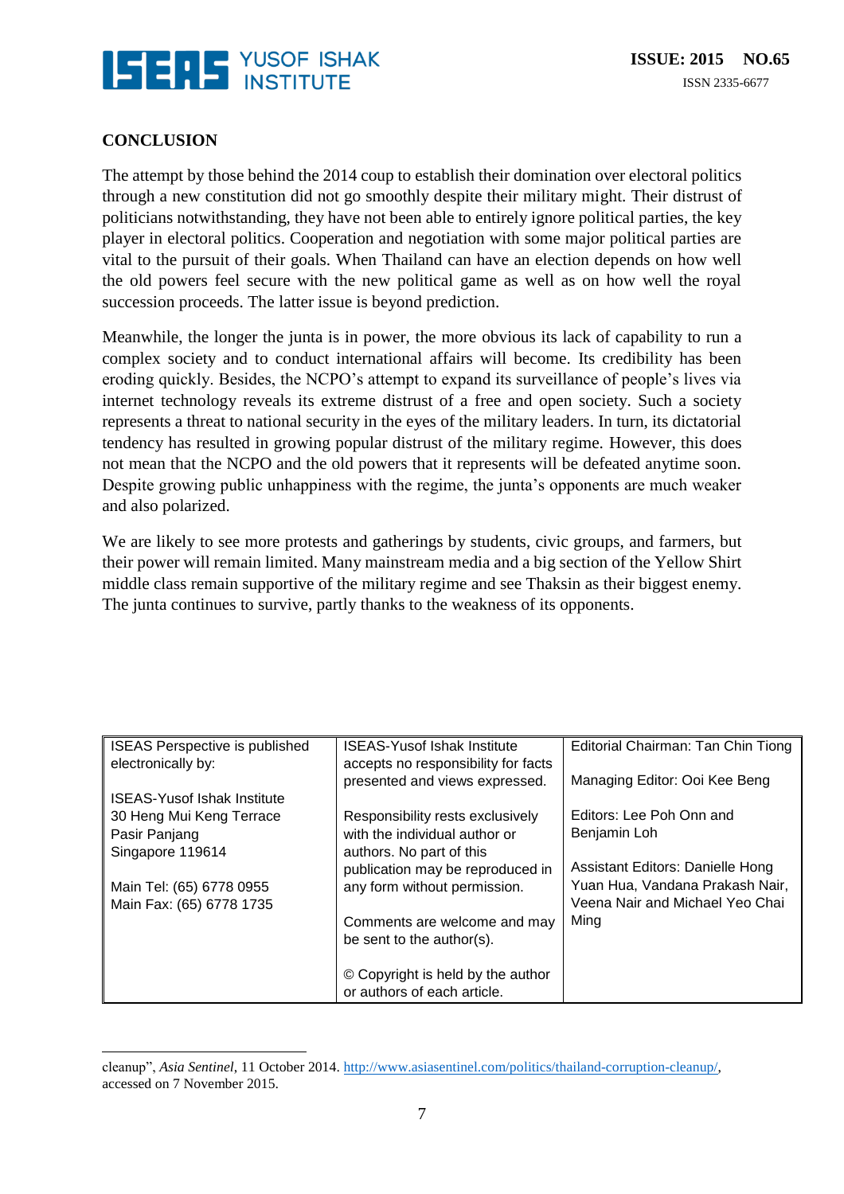## CONCLUSION

The attempt by those behind the 2014 coup to establish their domination over electoral politics through a new constitution did not go smoothly despite their military might. Their distrust of politicians notwithstanding, they have not been able to entirely ignore political parties, the key player in electoral politics. Cooperation and negotiation with some major political parties are vital to the pursuit of their goals. When Thailand can have an election depends on how well the old powers feel secure with the new political game as well as on how well the royal succession proceeds. The latter issue is beyond prediction.

Meanwhile, the longer the junta is in power, the more obvious its lack of capability to run a complex society and to conduct international affairs will become. Its credibility has been eroding quickly. Besides, the NCPO's attempt to expand its surveillance of people's lives via internet technology reveals its extreme distrust of a free and open society. Such a society represents a threat to national security in the eyes of the military leaders. In turn, its dictatorial tendency has resulted in growing popular distrust of the military regime. However, this does not mean that the NCPO and the old powers that it represents will be defeated anytime soon. Despite growing public unhappiness with the regime, the junta's opponents are much weaker and also polarized.

We are likely to see more protests and gatherings by students, civic groups, and farmers, but their power will remain limited. Many mainstream media and a big section of the Yellow Shirt middle class remain supportive of the military regime and see Thaksin as their biggest enemy. The junta continues to survive, partly thanks to the weakness of its opponents.

| | | |
|---|---|---|
| ISEAS Perspective is published electronically by:<br><br>ISEAS-Yusof Ishak Institute<br>30 Heng Mui Keng Terrace<br>Pasir Panjang<br>Singapore 119614<br><br>Main Tel: (65) 6778 0955<br>Main Fax: (65) 6778 1735 | ISEAS-Yusof Ishak Institute accepts no responsibility for facts presented and views expressed.<br><br>Responsibility rests exclusively with the individual author or authors. No part of this publication may be reproduced in any form without permission.<br><br>Comments are welcome and may be sent to the author(s).<br><br>© Copyright is held by the author or authors of each article. | Editorial Chairman: Tan Chin Tiong<br><br>Managing Editor: Ooi Kee Beng<br><br>Editors: Lee Poh Onn and Benjamin Loh<br><br>Assistant Editors: Danielle Hong Yuan Hua, Vandana Prakash Nair, Veena Nair and Michael Yeo Chai Ming |

cleanup", *Asia Sentinel*, 11 October 2014. http://www.asiasentinel.com/politics/thailand-corruption-cleanup/, accessed on 7 November 2015.